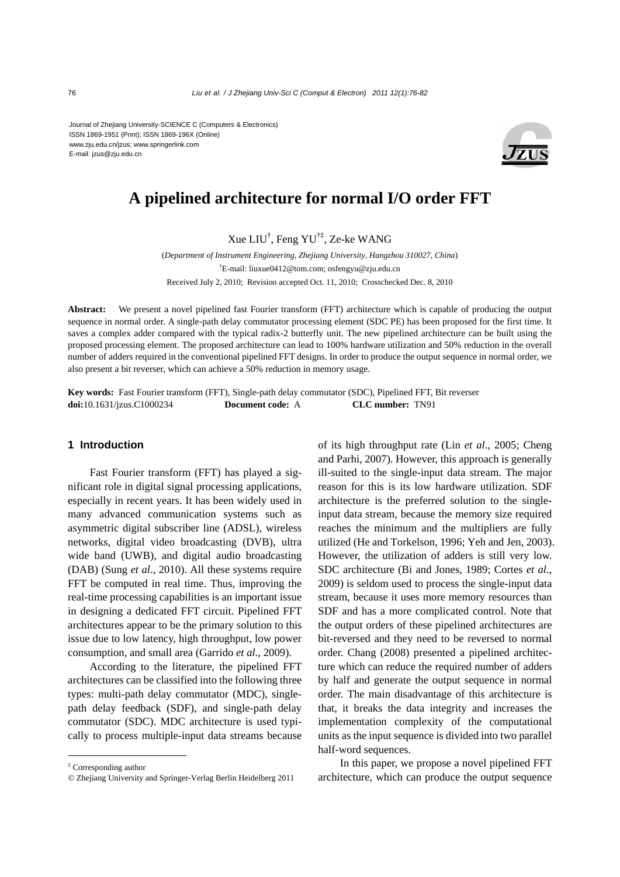Journal of Zhejiang University-SCIENCE C (Computers & Electronics)
ISSN 1869-1951 (Print); ISSN 1869-196X (Online)
www.zju.edu.cn/jzus; www.springerlink.com
E-mail: jzus@zju.edu.cn

# A pipelined architecture for normal I/O order FFT

Xue LIU[†], Feng YU[†‡], Ze-ke WANG

(*Department of Instrument Engineering, Zhejiang University, Hangzhou 310027, China*)

[†]E-mail: liuxue0412@tom.com; osfengyu@zju.edu.cn

Received July 2, 2010; Revision accepted Oct. 11, 2010; Crosschecked Dec. 8, 2010

**Abstract:** We present a novel pipelined fast Fourier transform (FFT) architecture which is capable of producing the output sequence in normal order. A single-path delay commutator processing element (SDC PE) has been proposed for the first time. It saves a complex adder compared with the typical radix-2 butterfly unit. The new pipelined architecture can be built using the proposed processing element. The proposed architecture can lead to 100% hardware utilization and 50% reduction in the overall number of adders required in the conventional pipelined FFT designs. In order to produce the output sequence in normal order, we also present a bit reverser, which can achieve a 50% reduction in memory usage.

**Key words:** Fast Fourier transform (FFT), Single-path delay commutator (SDC), Pipelined FFT, Bit reverser
**doi:**10.1631/jzus.C1000234 **Document code:** A **CLC number:** TN91

## 1 Introduction

Fast Fourier transform (FFT) has played a significant role in digital signal processing applications, especially in recent years. It has been widely used in many advanced communication systems such as asymmetric digital subscriber line (ADSL), wireless networks, digital video broadcasting (DVB), ultra wide band (UWB), and digital audio broadcasting (DAB) (Sung *et al*., 2010). All these systems require FFT be computed in real time. Thus, improving the real-time processing capabilities is an important issue in designing a dedicated FFT circuit. Pipelined FFT architectures appear to be the primary solution to this issue due to low latency, high throughput, low power consumption, and small area (Garrido *et al*., 2009).

According to the literature, the pipelined FFT architectures can be classified into the following three types: multi-path delay commutator (MDC), single-path delay feedback (SDF), and single-path delay commutator (SDC). MDC architecture is used typically to process multiple-input data streams because of its high throughput rate (Lin *et al*., 2005; Cheng and Parhi, 2007). However, this approach is generally ill-suited to the single-input data stream. The major reason for this is its low hardware utilization. SDF architecture is the preferred solution to the single-input data stream, because the memory size required reaches the minimum and the multipliers are fully utilized (He and Torkelson, 1996; Yeh and Jen, 2003). However, the utilization of adders is still very low. SDC architecture (Bi and Jones, 1989; Cortes *et al*., 2009) is seldom used to process the single-input data stream, because it uses more memory resources than SDF and has a more complicated control. Note that the output orders of these pipelined architectures are bit-reversed and they need to be reversed to normal order. Chang (2008) presented a pipelined architecture which can reduce the required number of adders by half and generate the output sequence in normal order. The main disadvantage of this architecture is that, it breaks the data integrity and increases the implementation complexity of the computational units as the input sequence is divided into two parallel half-word sequences.

In this paper, we propose a novel pipelined FFT architecture, which can produce the output sequence

---

[‡] Corresponding author

© Zhejiang University and Springer-Verlag Berlin Heidelberg 2011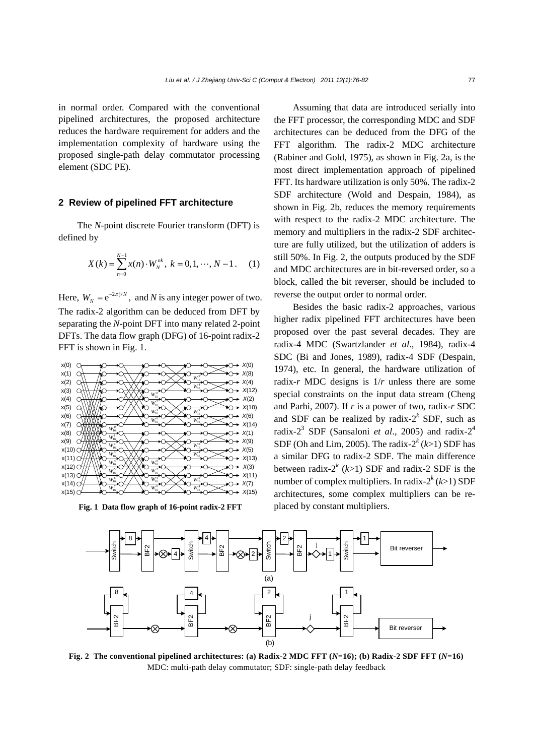in normal order. Compared with the conventional pipelined architectures, the proposed architecture reduces the hardware requirement for adders and the implementation complexity of hardware using the proposed single-path delay commutator processing element (SDC PE).

## 2 Review of pipelined FFT architecture

The $N$-point discrete Fourier transform (DFT) is defined by

$$X(k) = \sum_{n=0}^{N-1} x(n) \cdot W_N^{nk},\ k = 0, 1, \cdots, N-1. \quad (1)$$

Here, $W_N = \mathrm{e}^{-2\pi \mathrm{j}/N}$, and $N$ is any integer power of two. The radix-2 algorithm can be deduced from DFT by separating the $N$-point DFT into many related 2-point DFTs. The data flow graph (DFG) of 16-point radix-2 FFT is shown in Fig. 1.

**Fig. 1 Data flow graph of 16-point radix-2 FFT**

Assuming that data are introduced serially into the FFT processor, the corresponding MDC and SDF architectures can be deduced from the DFG of the FFT algorithm. The radix-2 MDC architecture (Rabiner and Gold, 1975), as shown in Fig. 2a, is the most direct implementation approach of pipelined FFT. Its hardware utilization is only 50%. The radix-2 SDF architecture (Wold and Despain, 1984), as shown in Fig. 2b, reduces the memory requirements with respect to the radix-2 MDC architecture. The memory and multipliers in the radix-2 SDF architecture are fully utilized, but the utilization of adders is still 50%. In Fig. 2, the outputs produced by the SDF and MDC architectures are in bit-reversed order, so a block, called the bit reverser, should be included to reverse the output order to normal order.

Besides the basic radix-2 approaches, various higher radix pipelined FFT architectures have been proposed over the past several decades. They are radix-4 MDC (Swartzlander *et al*., 1984), radix-4 SDC (Bi and Jones, 1989), radix-4 SDF (Despain, 1974), etc. In general, the hardware utilization of radix-$r$ MDC designs is $1/r$ unless there are some special constraints on the input data stream (Cheng and Parhi, 2007). If $r$ is a power of two, radix-$r$ SDC and SDF can be realized by radix-$2^k$ SDF, such as radix-$2^3$ SDF (Sansaloni *et al*., 2005) and radix-$2^4$ SDF (Oh and Lim, 2005). The radix-$2^k$ ($k$>1) SDF has a similar DFG to radix-2 SDF. The main difference between radix-$2^k$ ($k$>1) SDF and radix-2 SDF is the number of complex multipliers. In radix-$2^k$ ($k$>1) SDF architectures, some complex multipliers can be replaced by constant multipliers.

**Fig. 2 The conventional pipelined architectures: (a) Radix-2 MDC FFT ($N$=16); (b) Radix-2 SDF FFT ($N$=16)**
MDC: multi-path delay commutator; SDF: single-path delay feedback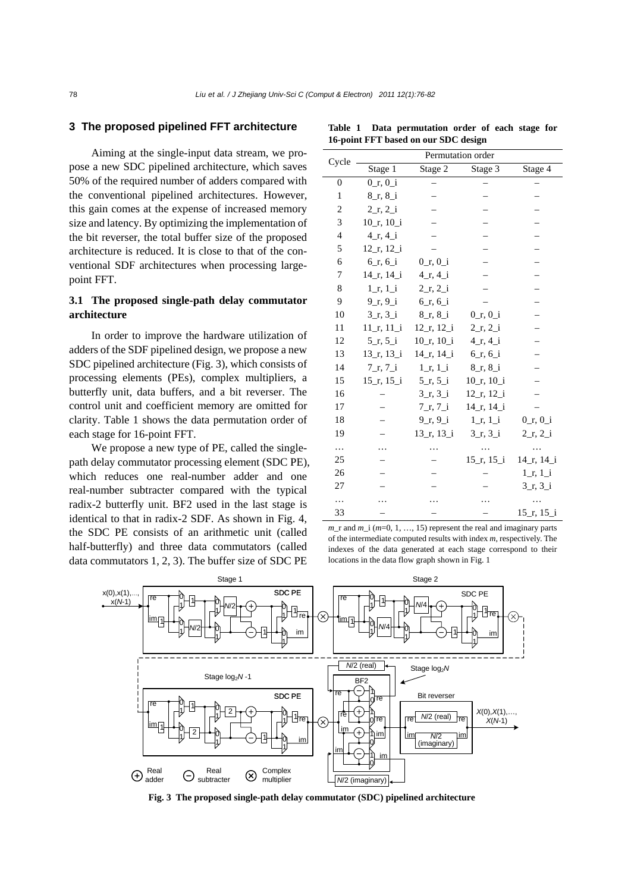## 3 The proposed pipelined FFT architecture

Aiming at the single-input data stream, we propose a new SDC pipelined architecture, which saves 50% of the required number of adders compared with the conventional pipelined architectures. However, this gain comes at the expense of increased memory size and latency. By optimizing the implementation of the bit reverser, the total buffer size of the proposed architecture is reduced. It is close to that of the conventional SDF architectures when processing large-point FFT.

### 3.1 The proposed single-path delay commutator architecture

In order to improve the hardware utilization of adders of the SDF pipelined design, we propose a new SDC pipelined architecture (Fig. 3), which consists of processing elements (PEs), complex multipliers, a butterfly unit, data buffers, and a bit reverser. The control unit and coefficient memory are omitted for clarity. Table 1 shows the data permutation order of each stage for 16-point FFT.

We propose a new type of PE, called the single-path delay commutator processing element (SDC PE), which reduces one real-number adder and one real-number subtracter compared with the typical radix-2 butterfly unit. BF2 used in the last stage is identical to that in radix-2 SDF. As shown in Fig. 4, the SDC PE consists of an arithmetic unit (called half-butterfly) and three data commutators (called data commutators 1, 2, 3). The buffer size of SDC PE

**Table 1 Data permutation order of each stage for 16-point FFT based on our SDC design**

| Cycle | Permutation order | | | |
|---|---|---|---|---|
| | Stage 1 | Stage 2 | Stage 3 | Stage 4 |
| 0 | 0_r, 0_i | – | – | – |
| 1 | 8_r, 8_i | – | – | – |
| 2 | 2_r, 2_i | – | – | – |
| 3 | 10_r, 10_i | – | – | – |
| 4 | 4_r, 4_i | – | – | – |
| 5 | 12_r, 12_i | – | – | – |
| 6 | 6_r, 6_i | 0_r, 0_i | – | – |
| 7 | 14_r, 14_i | 4_r, 4_i | – | – |
| 8 | 1_r, 1_i | 2_r, 2_i | – | – |
| 9 | 9_r, 9_i | 6_r, 6_i | – | – |
| 10 | 3_r, 3_i | 8_r, 8_i | 0_r, 0_i | – |
| 11 | 11_r, 11_i | 12_r, 12_i | 2_r, 2_i | – |
| 12 | 5_r, 5_i | 10_r, 10_i | 4_r, 4_i | – |
| 13 | 13_r, 13_i | 14_r, 14_i | 6_r, 6_i | – |
| 14 | 7_r, 7_i | 1_r, 1_i | 8_r, 8_i | – |
| 15 | 15_r, 15_i | 5_r, 5_i | 10_r, 10_i | – |
| 16 | – | 3_r, 3_i | 12_r, 12_i | – |
| 17 | – | 7_r, 7_i | 14_r, 14_i | – |
| 18 | – | 9_r, 9_i | 1_r, 1_i | 0_r, 0_i |
| 19 | – | 13_r, 13_i | 3_r, 3_i | 2_r, 2_i |
| … | … | … | … | … |
| 25 | – | – | 15_r, 15_i | 14_r, 14_i |
| 26 | – | – | – | 1_r, 1_i |
| 27 | – | – | – | 3_r, 3_i |
| … | … | … | … | … |
| 33 | – | – | – | 15_r, 15_i |

$m$_r and $m$_i ($m$=0, 1, …, 15) represent the real and imaginary parts of the intermediate computed results with index $m$, respectively. The indexes of the data generated at each stage correspond to their locations in the data flow graph shown in Fig. 1

**Fig. 3 The proposed single-path delay commutator (SDC) pipelined architecture**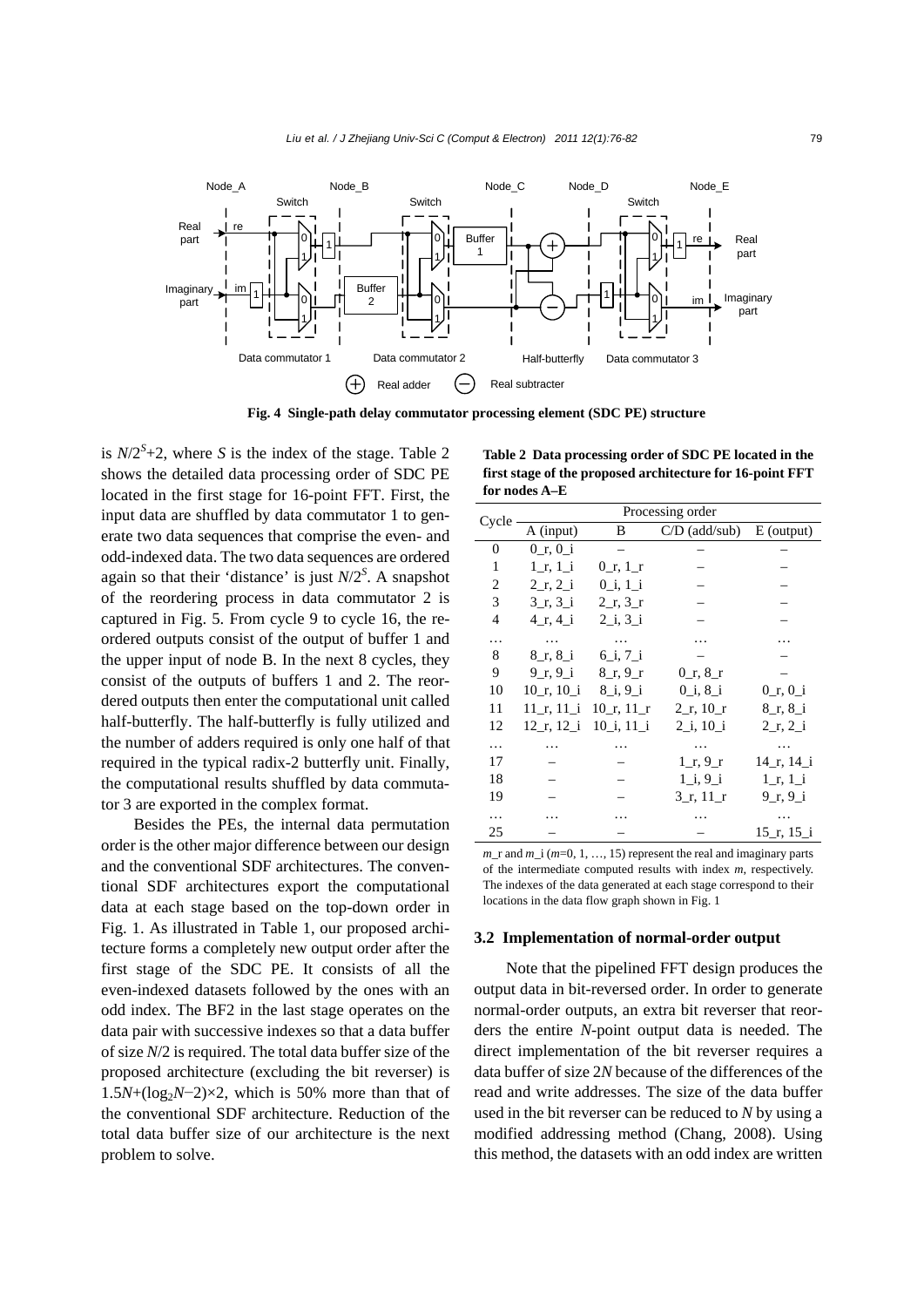Fig. 4 Single-path delay commutator processing element (SDC PE) structure

is $N/2^S+2$, where $S$ is the index of the stage. Table 2 shows the detailed data processing order of SDC PE located in the first stage for 16-point FFT. First, the input data are shuffled by data commutator 1 to generate two data sequences that comprise the even- and odd-indexed data. The two data sequences are ordered again so that their 'distance' is just $N/2^S$. A snapshot of the reordering process in data commutator 2 is captured in Fig. 5. From cycle 9 to cycle 16, the reordered outputs consist of the output of buffer 1 and the upper input of node B. In the next 8 cycles, they consist of the outputs of buffers 1 and 2. The reordered outputs then enter the computational unit called half-butterfly. The half-butterfly is fully utilized and the number of adders required is only one half of that required in the typical radix-2 butterfly unit. Finally, the computational results shuffled by data commutator 3 are exported in the complex format.

Besides the PEs, the internal data permutation order is the other major difference between our design and the conventional SDF architectures. The conventional SDF architectures export the computational data at each stage based on the top-down order in Fig. 1. As illustrated in Table 1, our proposed architecture forms a completely new output order after the first stage of the SDC PE. It consists of all the even-indexed datasets followed by the ones with an odd index. The BF2 in the last stage operates on the data pair with successive indexes so that a data buffer of size $N/2$ is required. The total data buffer size of the proposed architecture (excluding the bit reverser) is $1.5N+(\log_2 N-2)\times 2$, which is 50% more than that of the conventional SDF architecture. Reduction of the total data buffer size of our architecture is the next problem to solve.

**Table 2 Data processing order of SDC PE located in the first stage of the proposed architecture for 16-point FFT for nodes A–E**

| Cycle | Processing order | | | |
|---|---|---|---|---|
| | A (input) | B | C/D (add/sub) | E (output) |
| 0 | 0_r, 0_i | – | – | – |
| 1 | 1_r, 1_i | 0_r, 1_r | – | – |
| 2 | 2_r, 2_i | 0_i, 1_i | – | – |
| 3 | 3_r, 3_i | 2_r, 3_r | – | – |
| 4 | 4_r, 4_i | 2_i, 3_i | – | – |
| … | … | … | … | … |
| 8 | 8_r, 8_i | 6_i, 7_i | – | – |
| 9 | 9_r, 9_i | 8_r, 9_r | 0_r, 8_r | – |
| 10 | 10_r, 10_i | 8_i, 9_i | 0_i, 8_i | 0_r, 0_i |
| 11 | 11_r, 11_i | 10_r, 11_r | 2_r, 10_r | 8_r, 8_i |
| 12 | 12_r, 12_i | 10_i, 11_i | 2_i, 10_i | 2_r, 2_i |
| … | … | … | … | … |
| 17 | – | – | 1_r, 9_r | 14_r, 14_i |
| 18 | – | – | 1_i, 9_i | 1_r, 1_i |
| 19 | – | – | 3_r, 11_r | 9_r, 9_i |
| … | … | … | … | … |
| 25 | – | – | – | 15_r, 15_i |

*m*_r and *m*_i ($m$=0, 1, …, 15) represent the real and imaginary parts of the intermediate computed results with index *m*, respectively. The indexes of the data generated at each stage correspond to their locations in the data flow graph shown in Fig. 1

### 3.2 Implementation of normal-order output

Note that the pipelined FFT design produces the output data in bit-reversed order. In order to generate normal-order outputs, an extra bit reverser that reorders the entire $N$-point output data is needed. The direct implementation of the bit reverser requires a data buffer of size $2N$ because of the differences of the read and write addresses. The size of the data buffer used in the bit reverser can be reduced to $N$ by using a modified addressing method (Chang, 2008). Using this method, the datasets with an odd index are written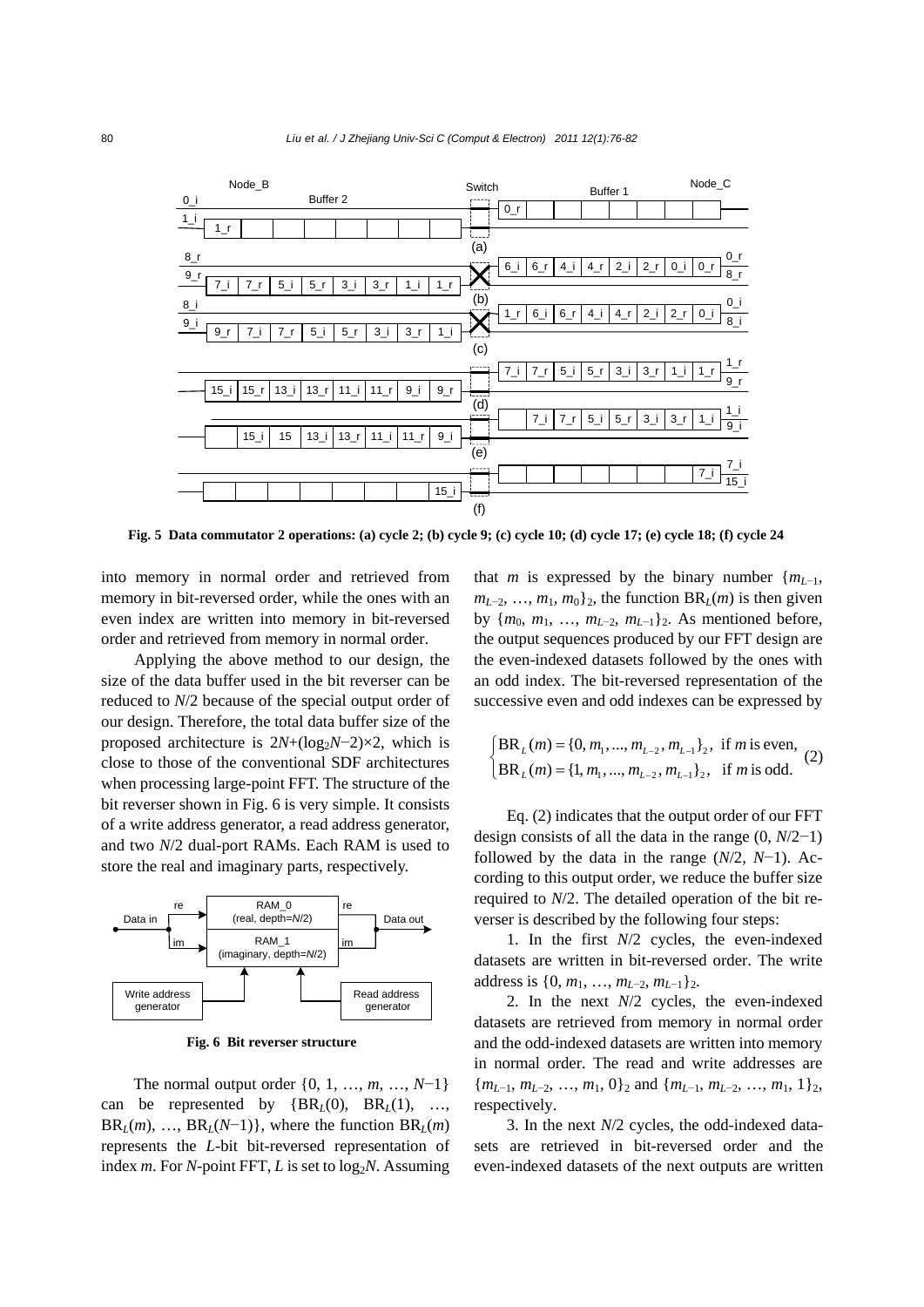Fig. 5 Data commutator 2 operations: (a) cycle 2; (b) cycle 9; (c) cycle 10; (d) cycle 17; (e) cycle 18; (f) cycle 24

into memory in normal order and retrieved from memory in bit-reversed order, while the ones with an even index are written into memory in bit-reversed order and retrieved from memory in normal order.

Applying the above method to our design, the size of the data buffer used in the bit reverser can be reduced to $N/2$ because of the special output order of our design. Therefore, the total data buffer size of the proposed architecture is $2N+(\log_2 N-2)\times 2$, which is close to those of the conventional SDF architectures when processing large-point FFT. The structure of the bit reverser shown in Fig. 6 is very simple. It consists of a write address generator, a read address generator, and two $N/2$ dual-port RAMs. Each RAM is used to store the real and imaginary parts, respectively.

Fig. 6 Bit reverser structure

The normal output order $\{0, 1, \ldots, m, \ldots, N-1\}$ can be represented by $\{\mathrm{BR}_L(0), \mathrm{BR}_L(1), \ldots, \mathrm{BR}_L(m), \ldots, \mathrm{BR}_L(N-1)\}$, where the function $\mathrm{BR}_L(m)$ represents the $L$-bit bit-reversed representation of index $m$. For $N$-point FFT, $L$ is set to $\log_2 N$. Assuming that $m$ is expressed by the binary number $\{m_{L-1}, m_{L-2}, \ldots, m_1, m_0\}_2$, the function $\mathrm{BR}_L(m)$ is then given by $\{m_0, m_1, \ldots, m_{L-2}, m_{L-1}\}_2$. As mentioned before, the output sequences produced by our FFT design are the even-indexed datasets followed by the ones with an odd index. The bit-reversed representation of the successive even and odd indexes can be expressed by

$$
\begin{cases}
\mathrm{BR}_L(m) = \{0, m_1, \ldots, m_{L-2}, m_{L-1}\}_2, & \text{if } m \text{ is even,} \\
\mathrm{BR}_L(m) = \{1, m_1, \ldots, m_{L-2}, m_{L-1}\}_2, & \text{if } m \text{ is odd.}
\end{cases} \tag{2}
$$

Eq. (2) indicates that the output order of our FFT design consists of all the data in the range $(0, N/2-1)$ followed by the data in the range $(N/2, N-1)$. According to this output order, we reduce the buffer size required to $N/2$. The detailed operation of the bit reverser is described by the following four steps:

1. In the first $N/2$ cycles, the even-indexed datasets are written in bit-reversed order. The write address is $\{0, m_1, \ldots, m_{L-2}, m_{L-1}\}_2$.

2. In the next $N/2$ cycles, the even-indexed datasets are retrieved from memory in normal order and the odd-indexed datasets are written into memory in normal order. The read and write addresses are $\{m_{L-1}, m_{L-2}, \ldots, m_1, 0\}_2$ and $\{m_{L-1}, m_{L-2}, \ldots, m_1, 1\}_2$, respectively.

3. In the next $N/2$ cycles, the odd-indexed datasets are retrieved in bit-reversed order and the even-indexed datasets of the next outputs are written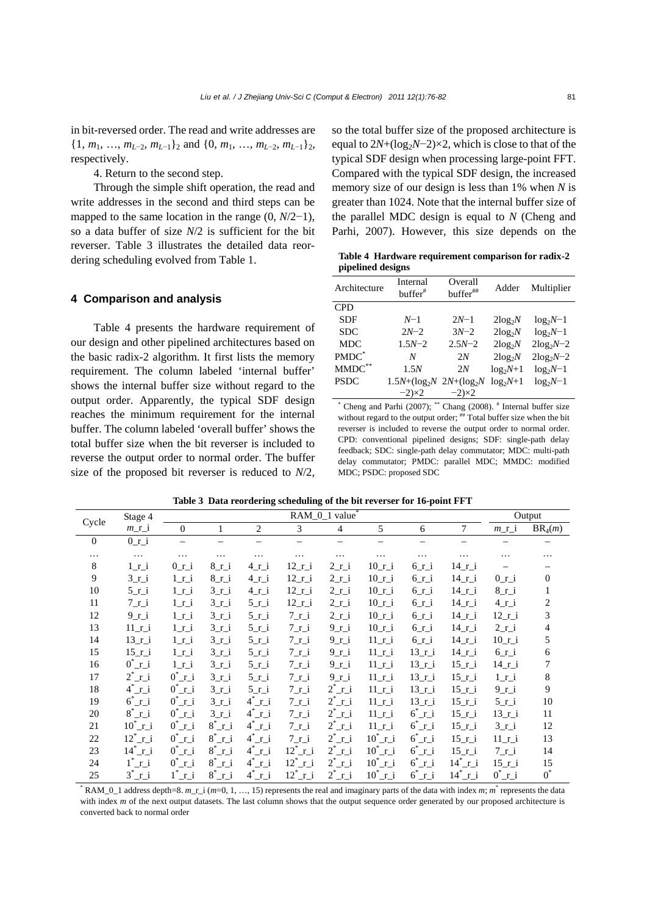in bit-reversed order. The read and write addresses are $\{1, m_1, \ldots, m_{L-2}, m_{L-1}\}_2$ and $\{0, m_1, \ldots, m_{L-2}, m_{L-1}\}_2$, respectively.

4. Return to the second step.

Through the simple shift operation, the read and write addresses in the second and third steps can be mapped to the same location in the range $(0, N/2-1)$, so a data buffer of size $N/2$ is sufficient for the bit reverser. Table 3 illustrates the detailed data reordering scheduling evolved from Table 1.

## 4 Comparison and analysis

Table 4 presents the hardware requirement of our design and other pipelined architectures based on the basic radix-2 algorithm. It first lists the memory requirement. The column labeled 'internal buffer' shows the internal buffer size without regard to the output order. Apparently, the typical SDF design reaches the minimum requirement for the internal buffer. The column labeled 'overall buffer' shows the total buffer size when the bit reverser is included to reverse the output order to normal order. The buffer size of the proposed bit reverser is reduced to $N/2$, so the total buffer size of the proposed architecture is equal to $2N+(\log_2N-2)\times2$, which is close to that of the typical SDF design when processing large-point FFT. Compared with the typical SDF design, the increased memory size of our design is less than 1% when $N$ is greater than 1024. Note that the internal buffer size of the parallel MDC design is equal to $N$ (Cheng and Parhi, 2007). However, this size depends on the

**Table 4 Hardware requirement comparison for radix-2 pipelined designs**

| Architecture | Internal buffer[#] | Overall buffer[##] | Adder | Multiplier |
|---|---|---|---|---|
| CPD | | | | |
| SDF | $N-1$ | $2N-1$ | $2\log_2N$ | $\log_2N-1$ |
| SDC | $2N-2$ | $3N-2$ | $2\log_2N$ | $\log_2N-1$ |
| MDC | $1.5N-2$ | $2.5N-2$ | $2\log_2N$ | $2\log_2N-2$ |
| PMDC[*] | $N$ | $2N$ | $2\log_2N$ | $2\log_2N-2$ |
| MMDC[**] | $1.5N$ | $2N$ | $\log_2N+1$ | $\log_2N-1$ |
| PSDC | $1.5N+(\log_2N-2)\times2$ | $2N+(\log_2N-2)\times2$ | $\log_2N+1$ | $\log_2N-1$ |

[*] Cheng and Parhi (2007); [**] Chang (2008). [#] Internal buffer size without regard to the output order; [##] Total buffer size when the bit reverser is included to reverse the output order to normal order. CPD: conventional pipelined designs; SDF: single-path delay feedback; SDC: single-path delay commutator; MDC: multi-path delay commutator; PMDC: parallel MDC; MMDC: modified MDC; PSDC: proposed SDC

**Table 3 Data reordering scheduling of the bit reverser for 16-point FFT**

| Cycle | Stage 4 | RAM_0_1 value[*] | | | | | | | | Output | |
|---|---|---|---|---|---|---|---|---|---|---|---|
| | $m$_r_i | 0 | 1 | 2 | 3 | 4 | 5 | 6 | 7 | $m$_r_i | $BR_4(m)$ |
| 0 | 0_r_i | – | – | – | – | – | – | – | – | – | – |
| … | … | … | … | … | … | … | … | … | … | … | … |
| 8 | 1_r_i | 0_r_i | 8_r_i | 4_r_i | 12_r_i | 2_r_i | 10_r_i | 6_r_i | 14_r_i | – | – |
| 9 | 3_r_i | 1_r_i | 8_r_i | 4_r_i | 12_r_i | 2_r_i | 10_r_i | 6_r_i | 14_r_i | 0_r_i | 0 |
| 10 | 5_r_i | 1_r_i | 3_r_i | 4_r_i | 12_r_i | 2_r_i | 10_r_i | 6_r_i | 14_r_i | 8_r_i | 1 |
| 11 | 7_r_i | 1_r_i | 3_r_i | 5_r_i | 12_r_i | 2_r_i | 10_r_i | 6_r_i | 14_r_i | 4_r_i | 2 |
| 12 | 9_r_i | 1_r_i | 3_r_i | 5_r_i | 7_r_i | 2_r_i | 10_r_i | 6_r_i | 14_r_i | 12_r_i | 3 |
| 13 | 11_r_i | 1_r_i | 3_r_i | 5_r_i | 7_r_i | 9_r_i | 10_r_i | 6_r_i | 14_r_i | 2_r_i | 4 |
| 14 | 13_r_i | 1_r_i | 3_r_i | 5_r_i | 7_r_i | 9_r_i | 11_r_i | 6_r_i | 14_r_i | 10_r_i | 5 |
| 15 | 15_r_i | 1_r_i | 3_r_i | 5_r_i | 7_r_i | 9_r_i | 11_r_i | 13_r_i | 14_r_i | 6_r_i | 6 |
| 16 | 0*_r_i | 1_r_i | 3_r_i | 5_r_i | 7_r_i | 9_r_i | 11_r_i | 13_r_i | 15_r_i | 14_r_i | 7 |
| 17 | 2*_r_i | 0*_r_i | 3_r_i | 5_r_i | 7_r_i | 9_r_i | 11_r_i | 13_r_i | 15_r_i | 1_r_i | 8 |
| 18 | 4*_r_i | 0*_r_i | 3_r_i | 5_r_i | 7_r_i | 2*_r_i | 11_r_i | 13_r_i | 15_r_i | 9_r_i | 9 |
| 19 | 6*_r_i | 0*_r_i | 3_r_i | 4*_r_i | 7_r_i | 2*_r_i | 11_r_i | 13_r_i | 15_r_i | 5_r_i | 10 |
| 20 | 8*_r_i | 0*_r_i | 3_r_i | 4*_r_i | 7_r_i | 2*_r_i | 11_r_i | 6*_r_i | 15_r_i | 13_r_i | 11 |
| 21 | 10*_r_i | 0*_r_i | 8*_r_i | 4*_r_i | 7_r_i | 2*_r_i | 11_r_i | 6*_r_i | 15_r_i | 3_r_i | 12 |
| 22 | 12*_r_i | 0*_r_i | 8*_r_i | 4*_r_i | 7_r_i | 2*_r_i | 10*_r_i | 6*_r_i | 15_r_i | 11_r_i | 13 |
| 23 | 14*_r_i | 0*_r_i | 8*_r_i | 4*_r_i | 12*_r_i | 2*_r_i | 10*_r_i | 6*_r_i | 15_r_i | 7_r_i | 14 |
| 24 | 1*_r_i | 0*_r_i | 8*_r_i | 4*_r_i | 12*_r_i | 2*_r_i | 10*_r_i | 6*_r_i | 14*_r_i | 15_r_i | 15 |
| 25 | 3*_r_i | 1*_r_i | 8*_r_i | 4*_r_i | 12*_r_i | 2*_r_i | 10*_r_i | 6*_r_i | 14*_r_i | 0*_r_i | 0* |

[*] RAM_0_1 address depth=8. $m$_r_i ($m$=0, 1, …, 15) represents the real and imaginary parts of the data with index $m$; $m^*$ represents the data with index $m$ of the next output datasets. The last column shows that the output sequence order generated by our proposed architecture is converted back to normal order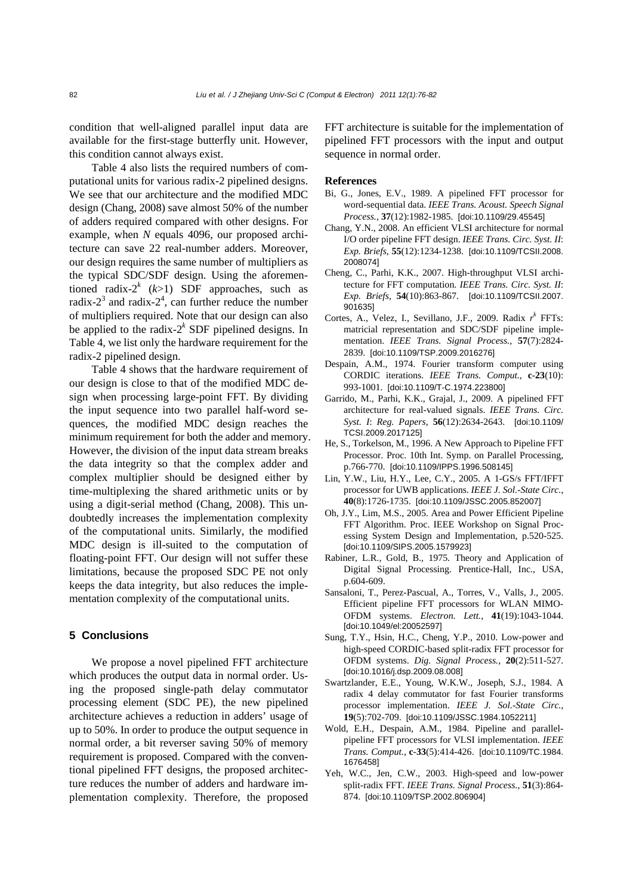condition that well-aligned parallel input data are available for the first-stage butterfly unit. However, this condition cannot always exist.

Table 4 also lists the required numbers of computational units for various radix-2 pipelined designs. We see that our architecture and the modified MDC design (Chang, 2008) save almost 50% of the number of adders required compared with other designs. For example, when *N* equals 4096, our proposed architecture can save 22 real-number adders. Moreover, our design requires the same number of multipliers as the typical SDC/SDF design. Using the aforementioned radix-$2^k$ ($k$>1) SDF approaches, such as radix-$2^3$ and radix-$2^4$, can further reduce the number of multipliers required. Note that our design can also be applied to the radix-$2^k$ SDF pipelined designs. In Table 4, we list only the hardware requirement for the radix-2 pipelined design.

Table 4 shows that the hardware requirement of our design is close to that of the modified MDC design when processing large-point FFT. By dividing the input sequence into two parallel half-word sequences, the modified MDC design reaches the minimum requirement for both the adder and memory. However, the division of the input data stream breaks the data integrity so that the complex adder and complex multiplier should be designed either by time-multiplexing the shared arithmetic units or by using a digit-serial method (Chang, 2008). This undoubtedly increases the implementation complexity of the computational units. Similarly, the modified MDC design is ill-suited to the computation of floating-point FFT. Our design will not suffer these limitations, because the proposed SDC PE not only keeps the data integrity, but also reduces the implementation complexity of the computational units.

## 5 Conclusions

We propose a novel pipelined FFT architecture which produces the output data in normal order. Using the proposed single-path delay commutator processing element (SDC PE), the new pipelined architecture achieves a reduction in adders' usage of up to 50%. In order to produce the output sequence in normal order, a bit reverser saving 50% of memory requirement is proposed. Compared with the conventional pipelined FFT designs, the proposed architecture reduces the number of adders and hardware implementation complexity. Therefore, the proposed FFT architecture is suitable for the implementation of pipelined FFT processors with the input and output sequence in normal order.

## References

Bi, G., Jones, E.V., 1989. A pipelined FFT processor for word-sequential data. *IEEE Trans. Acoust. Speech Signal Process.*, **37**(12):1982-1985. [doi:10.1109/29.45545]

Chang, Y.N., 2008. An efficient VLSI architecture for normal I/O order pipeline FFT design. *IEEE Trans. Circ. Syst. II*: *Exp. Briefs*, **55**(12):1234-1238. [doi:10.1109/TCSII.2008.2008074]

Cheng, C., Parhi, K.K., 2007. High-throughput VLSI architecture for FFT computation. *IEEE Trans. Circ. Syst. II*: *Exp. Briefs*, **54**(10):863-867. [doi:10.1109/TCSII.2007.901635]

Cortes, A., Velez, I., Sevillano, J.F., 2009. Radix $r^k$ FFTs: matricial representation and SDC/SDF pipeline implementation. *IEEE Trans. Signal Process.*, **57**(7):2824-2839. [doi:10.1109/TSP.2009.2016276]

Despain, A.M., 1974. Fourier transform computer using CORDIC iterations. *IEEE Trans. Comput.*, **c-23**(10):993-1001. [doi:10.1109/T-C.1974.223800]

Garrido, M., Parhi, K.K., Grajal, J., 2009. A pipelined FFT architecture for real-valued signals. *IEEE Trans. Circ. Syst. I*: *Reg. Papers*, **56**(12):2634-2643. [doi:10.1109/TCSI.2009.2017125]

He, S., Torkelson, M., 1996. A New Approach to Pipeline FFT Processor. Proc. 10th Int. Symp. on Parallel Processing, p.766-770. [doi:10.1109/IPPS.1996.508145]

Lin, Y.W., Liu, H.Y., Lee, C.Y., 2005. A 1-GS/s FFT/IFFT processor for UWB applications. *IEEE J. Sol.-State Circ.*, **40**(8):1726-1735. [doi:10.1109/JSSC.2005.852007]

Oh, J.Y., Lim, M.S., 2005. Area and Power Efficient Pipeline FFT Algorithm. Proc. IEEE Workshop on Signal Processing System Design and Implementation, p.520-525. [doi:10.1109/SIPS.2005.1579923]

Rabiner, L.R., Gold, B., 1975. Theory and Application of Digital Signal Processing. Prentice-Hall, Inc., USA, p.604-609.

Sansaloni, T., Perez-Pascual, A., Torres, V., Valls, J., 2005. Efficient pipeline FFT processors for WLAN MIMO-OFDM systems. *Electron. Lett.*, **41**(19):1043-1044. [doi:10.1049/el:20052597]

Sung, T.Y., Hsin, H.C., Cheng, Y.P., 2010. Low-power and high-speed CORDIC-based split-radix FFT processor for OFDM systems. *Dig. Signal Process.*, **20**(2):511-527. [doi:10.1016/j.dsp.2009.08.008]

Swartzlander, E.E., Young, W.K.W., Joseph, S.J., 1984. A radix 4 delay commutator for fast Fourier transforms processor implementation. *IEEE J. Sol.-State Circ.*, **19**(5):702-709. [doi:10.1109/JSSC.1984.1052211]

Wold, E.H., Despain, A.M., 1984. Pipeline and parallel-pipeline FFT processors for VLSI implementation. *IEEE Trans. Comput.*, **c-33**(5):414-426. [doi:10.1109/TC.1984.1676458]

Yeh, W.C., Jen, C.W., 2003. High-speed and low-power split-radix FFT. *IEEE Trans. Signal Process.*, **51**(3):864-874. [doi:10.1109/TSP.2002.806904]